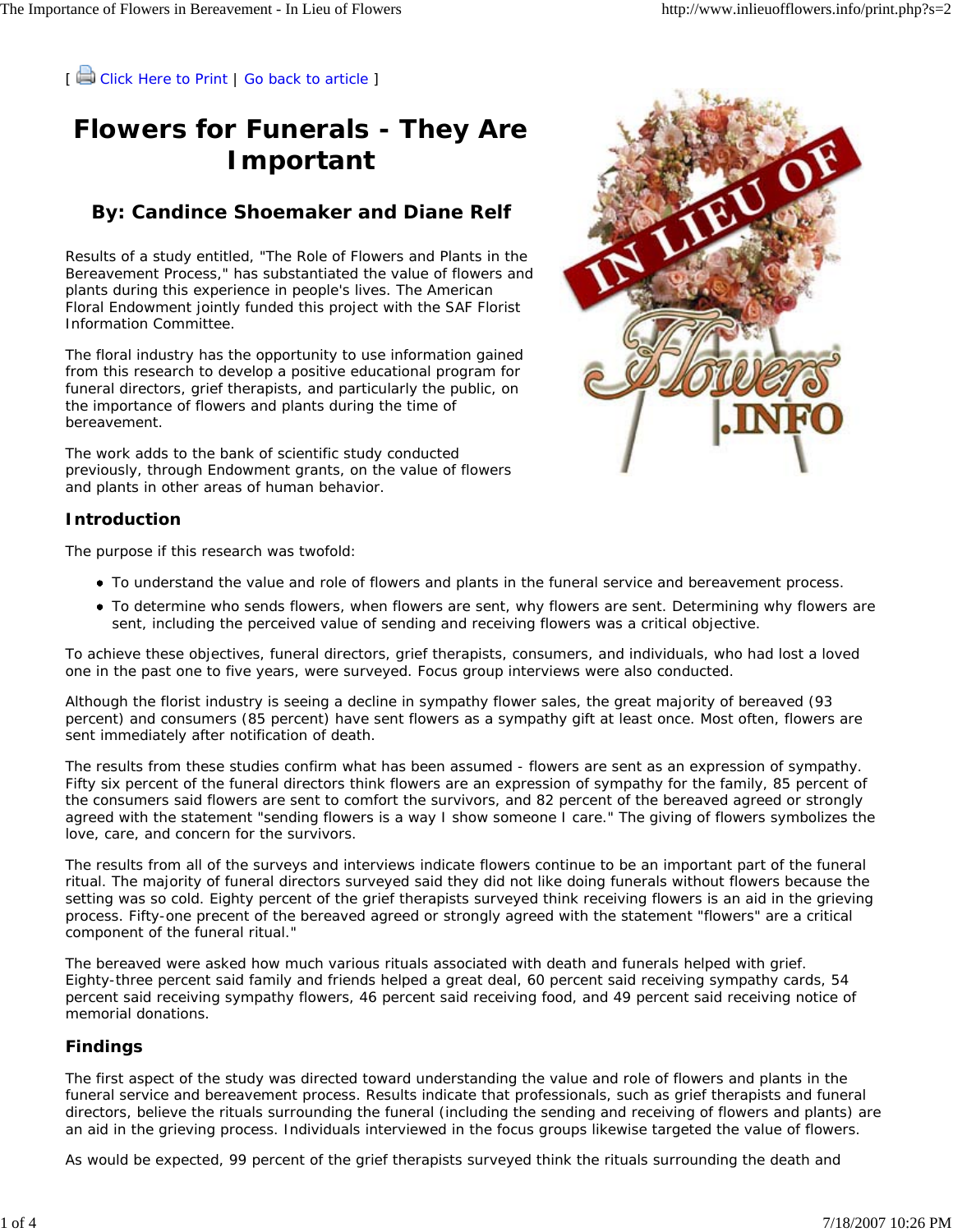[ Click Here to Print | Go back to article ]

# Flowers for Funerals - They Are Important

## By: Candince Shoemaker and Diane Relf

Results of a study entitled, "The Role of Flowers and Plants in the Bereavement Process," has substantiated the value of flowers and plants during this experience in people's lives. The American Floral Endowment jointly funded this project with the SAF Florist Information Committee.

The floral industry has the opportunity to use information gained from this research to develop a positive educational program for funeral directors, grief therapists, and particularly the public, on the importance of flowers and plants during the time of bereavement.

The work adds to the bank of scientific study conducted previously, through Endowment grants, on the value of flowers and plants in other areas of human behavior.

### Introduction

The purpose if this research was twofold:

- To understand the value and role of flowers and plants in the funeral service and bereavement process.
- To determine who sends flowers, when flowers are sent, why flowers are sent. Determining why flowers are sent, including the perceived value of sending and receiving flowers was a critical objective.

To achieve these objectives, funeral directors, grief therapists, consumers, and individuals, who had lost a loved one in the past one to five years, were surveyed. Focus group interviews were also conducted.

Although the florist industry is seeing a decline in sympathy flower sales, the great majority of bereaved (93 percent) and consumers (85 percent) have sent flowers as a sympathy gift at least once. Most often, flowers are sent immediately after notification of death.

The results from these studies confirm what has been assumed - flowers are sent as an expression of sympathy. Fifty six percent of the funeral directors think flowers are an expression of sympathy for the family, 85 percent of the consumers said flowers are sent to comfort the survivors, and 82 percent of the bereaved agreed or strongly agreed with the statement "sending flowers is a way I show someone I care." The giving of flowers symbolizes the love, care, and concern for the survivors.

The results from all of the surveys and interviews indicate flowers continue to be an important part of the funeral ritual. The majority of funeral directors surveyed said they did not like doing funerals without flowers because the setting was so cold. Eighty percent of the grief therapists surveyed think receiving flowers is an aid in the grieving process. Fifty-one precent of the bereaved agreed or strongly agreed with the statement "flowers" are a critical component of the funeral ritual."

The bereaved were asked how much various rituals associated with death and funerals helped with grief. Eighty-three percent said family and friends helped a great deal, 60 percent said receiving sympathy cards, 54 percent said receiving sympathy flowers, 46 percent said receiving food, and 49 percent said receiving notice of memorial donations.

### Findings

The first aspect of the study was directed toward understanding the value and role of flowers and plants in the funeral service and bereavement process. Results indicate that professionals, such as grief therapists and funeral directors, believe the rituals surrounding the funeral (including the sending and receiving of flowers and plants) are an aid in the grieving process. Individuals interviewed in the focus groups likewise targeted the value of flowers.

As would be expected, 99 percent of the grief therapists surveyed think the rituals surrounding the death and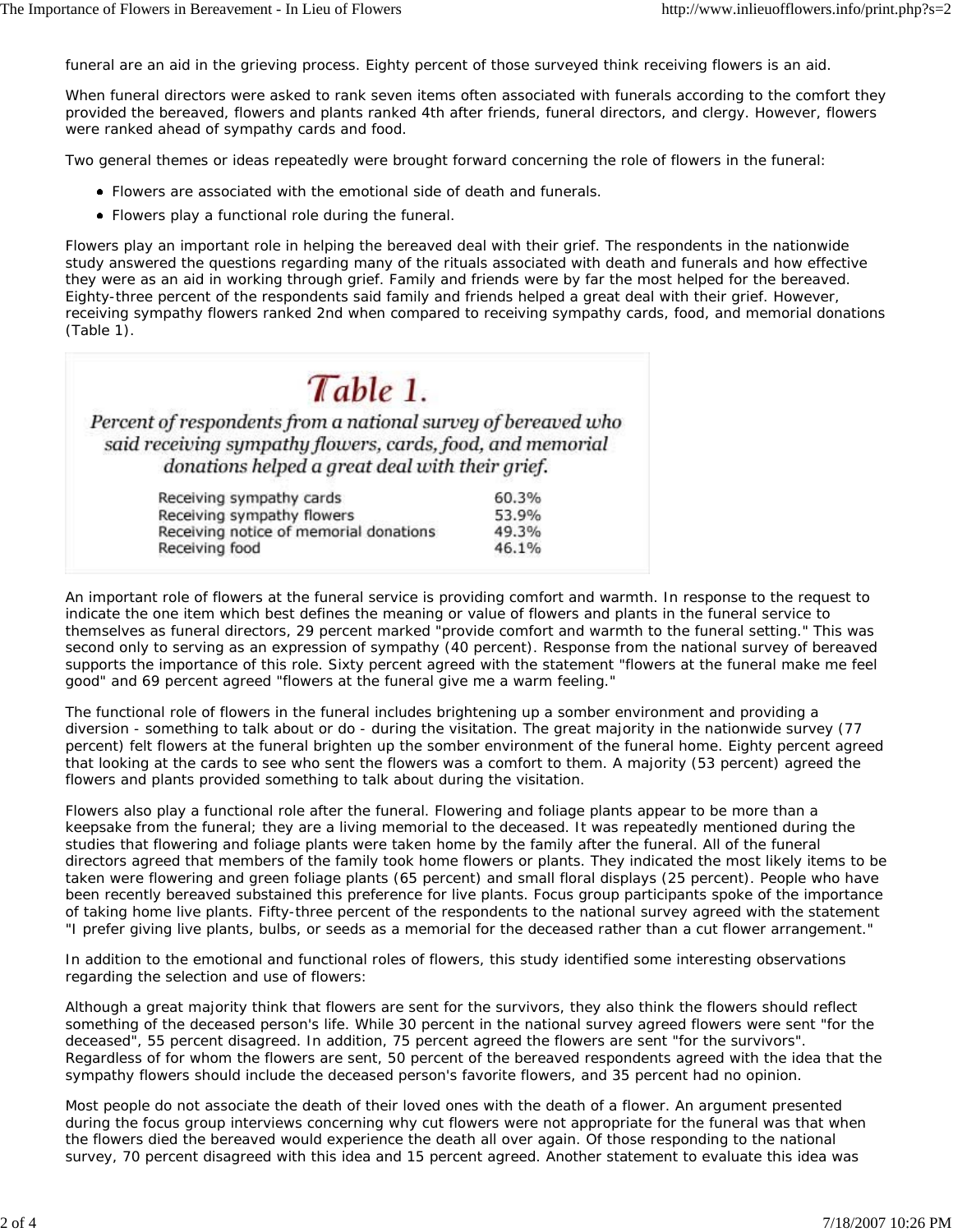funeral are an aid in the grieving process. Eighty percent of those surveyed think receiving flowers is an aid.

When funeral directors were asked to rank seven items often associated with funerals according to the comfort they provided the bereaved, flowers and plants ranked 4th after friends, funeral directors, and clergy. However, flowers were ranked ahead of sympathy cards and food.

Two general themes or ideas repeatedly were brought forward concerning the role of flowers in the funeral:

- Flowers are associated with the emotional side of death and funerals.
- Flowers play a functional role during the funeral.

Flowers play an important role in helping the bereaved deal with their grief. The respondents in the nationwide study answered the questions regarding many of the rituals associated with death and funerals and how effective they were as an aid in working through grief. Family and friends were by far the most helped for the bereaved. Eighty-three percent of the respondents said family and friends helped a great deal with their grief. However, receiving sympathy flowers ranked 2nd when compared to receiving sympathy cards, food, and memorial donations (Table 1).

***Table 1.***

*Percent of respondents from a national survey of bereaved who said receiving sympathy flowers, cards, food, and memorial donations helped a great deal with their grief.*

| | |
|---|---|
| Receiving sympathy cards | 60.3% |
| Receiving sympathy flowers | 53.9% |
| Receiving notice of memorial donations | 49.3% |
| Receiving food | 46.1% |

An important role of flowers at the funeral service is providing comfort and warmth. In response to the request to indicate the one item which best defines the meaning or value of flowers and plants in the funeral service to themselves as funeral directors, 29 percent marked "provide comfort and warmth to the funeral setting." This was second only to serving as an expression of sympathy (40 percent). Response from the national survey of bereaved supports the importance of this role. Sixty percent agreed with the statement "flowers at the funeral make me feel good" and 69 percent agreed "flowers at the funeral give me a warm feeling."

The functional role of flowers in the funeral includes brightening up a somber environment and providing a diversion - something to talk about or do - during the visitation. The great majority in the nationwide survey (77 percent) felt flowers at the funeral brighten up the somber environment of the funeral home. Eighty percent agreed that looking at the cards to see who sent the flowers was a comfort to them. A majority (53 percent) agreed the flowers and plants provided something to talk about during the visitation.

Flowers also play a functional role after the funeral. Flowering and foliage plants appear to be more than a keepsake from the funeral; they are a living memorial to the deceased. It was repeatedly mentioned during the studies that flowering and foliage plants were taken home by the family after the funeral. All of the funeral directors agreed that members of the family took home flowers or plants. They indicated the most likely items to be taken were flowering and green foliage plants (65 percent) and small floral displays (25 percent). People who have been recently bereaved substained this preference for live plants. Focus group participants spoke of the importance of taking home live plants. Fifty-three percent of the respondents to the national survey agreed with the statement "I prefer giving live plants, bulbs, or seeds as a memorial for the deceased rather than a cut flower arrangement."

In addition to the emotional and functional roles of flowers, this study identified some interesting observations regarding the selection and use of flowers:

Although a great majority think that flowers are sent for the survivors, they also think the flowers should reflect something of the deceased person's life. While 30 percent in the national survey agreed flowers were sent "for the deceased", 55 percent disagreed. In addition, 75 percent agreed the flowers are sent "for the survivors". Regardless of for whom the flowers are sent, 50 percent of the bereaved respondents agreed with the idea that the sympathy flowers should include the deceased person's favorite flowers, and 35 percent had no opinion.

Most people do not associate the death of their loved ones with the death of a flower. An argument presented during the focus group interviews concerning why cut flowers were not appropriate for the funeral was that when the flowers died the bereaved would experience the death all over again. Of those responding to the national survey, 70 percent disagreed with this idea and 15 percent agreed. Another statement to evaluate this idea was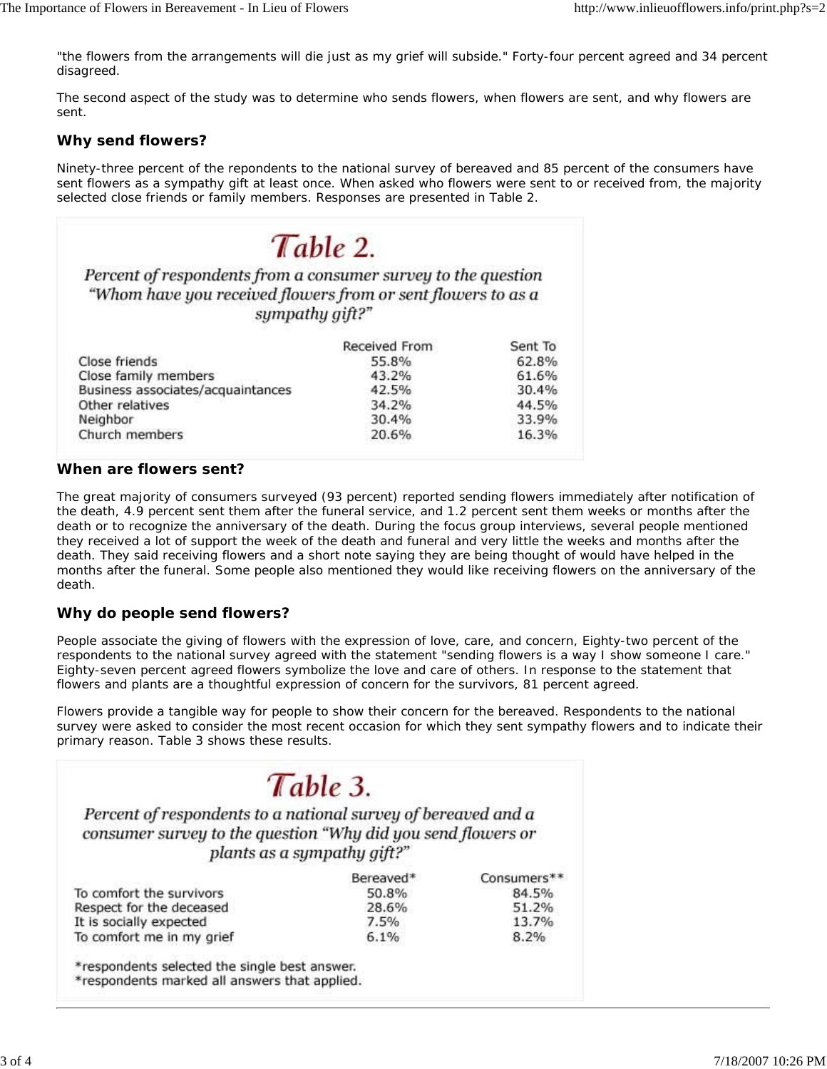"the flowers from the arrangements will die just as my grief will subside." Forty-four percent agreed and 34 percent disagreed.

The second aspect of the study was to determine who sends flowers, when flowers are sent, and why flowers are sent.

### Why send flowers?

Ninety-three percent of the repondents to the national survey of bereaved and 85 percent of the consumers have sent flowers as a sympathy gift at least once. When asked who flowers were sent to or received from, the majority selected close friends or family members. Responses are presented in Table 2.

**Table 2.**

*Percent of respondents from a consumer survey to the question "Whom have you received flowers from or sent flowers to as a sympathy gift?"*

| | Received From | Sent To |
|---|---|---|
| Close friends | 55.8% | 62.8% |
| Close family members | 43.2% | 61.6% |
| Business associates/acquaintances | 42.5% | 30.4% |
| Other relatives | 34.2% | 44.5% |
| Neighbor | 30.4% | 33.9% |
| Church members | 20.6% | 16.3% |

### When are flowers sent?

The great majority of consumers surveyed (93 percent) reported sending flowers immediately after notification of the death, 4.9 percent sent them after the funeral service, and 1.2 percent sent them weeks or months after the death or to recognize the anniversary of the death. During the focus group interviews, several people mentioned they received a lot of support the week of the death and funeral and very little the weeks and months after the death. They said receiving flowers and a short note saying they are being thought of would have helped in the months after the funeral. Some people also mentioned they would like receiving flowers on the anniversary of the death.

### Why do people send flowers?

People associate the giving of flowers with the expression of love, care, and concern, Eighty-two percent of the respondents to the national survey agreed with the statement "sending flowers is a way I show someone I care." Eighty-seven percent agreed flowers symbolize the love and care of others. In response to the statement that flowers and plants are a thoughtful expression of concern for the survivors, 81 percent agreed.

Flowers provide a tangible way for people to show their concern for the bereaved. Respondents to the national survey were asked to consider the most recent occasion for which they sent sympathy flowers and to indicate their primary reason. Table 3 shows these results.

**Table 3.**

*Percent of respondents to a national survey of bereaved and a consumer survey to the question "Why did you send flowers or plants as a sympathy gift?"*

| | Bereaved* | Consumers** |
|---|---|---|
| To comfort the survivors | 50.8% | 84.5% |
| Respect for the deceased | 28.6% | 51.2% |
| It is socially expected | 7.5% | 13.7% |
| To comfort me in my grief | 6.1% | 8.2% |

*respondents selected the single best answer.
*respondents marked all answers that applied.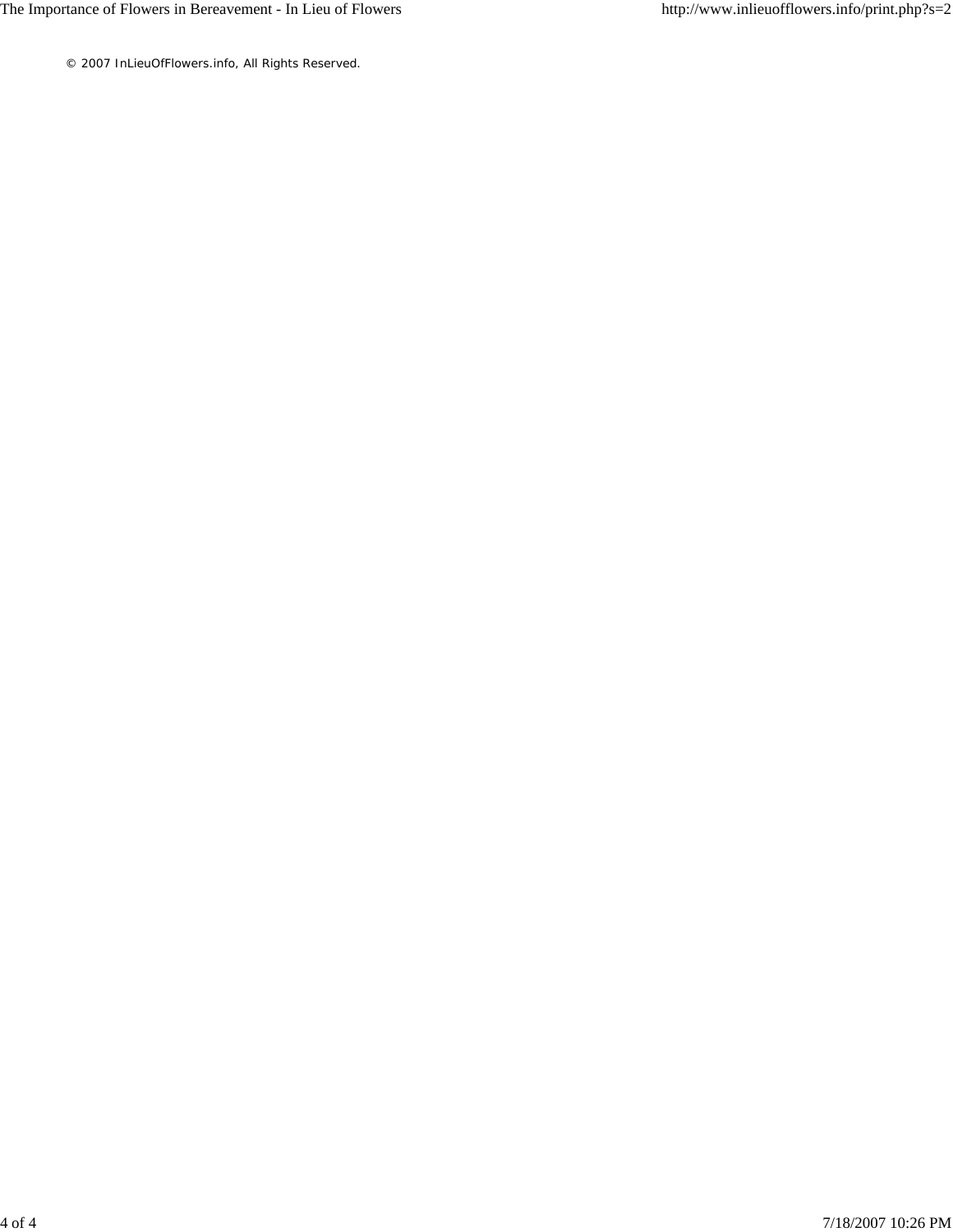© 2007 InLieuOfFlowers.info, All Rights Reserved.